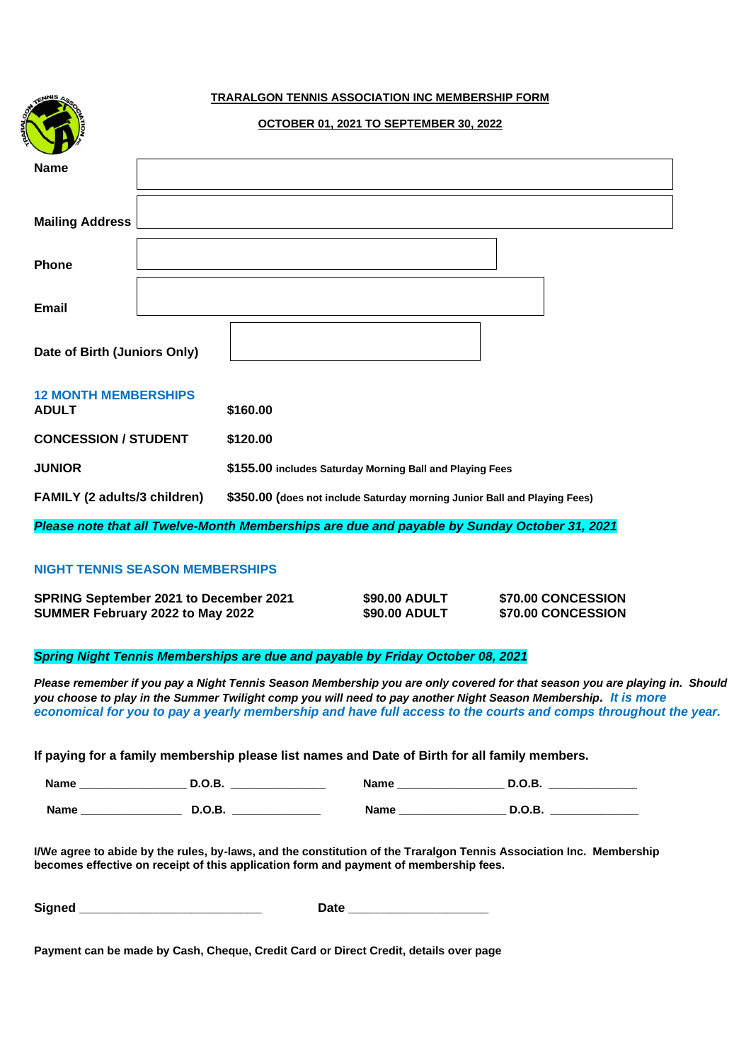# TRARALGON TENNIS ASSOCIATION INC MEMBERSHIP FORM

## OCTOBER 01, 2021 TO SEPTEMBER 30, 2022

**Name** 

**Mailing Address** 

**Phone** 

**Email** 

**Date of Birth (Juniors Only)** 

**12 MONTH MEMBERSHIPS**

| | |
|---|---|
| **ADULT** | **$160.00** |
| **CONCESSION / STUDENT** | **$120.00** |
| **JUNIOR** | **$155.00** includes Saturday Morning Ball and Playing Fees |
| **FAMILY (2 adults/3 children)** | **$350.00** (does not include Saturday morning Junior Ball and Playing Fees) |

***Please note that all Twelve-Month Memberships are due and payable by Sunday October 31, 2021***

**NIGHT TENNIS SEASON MEMBERSHIPS**

| | | |
|---|---|---|
| **SPRING September 2021 to December 2021** | **$90.00 ADULT** | **$70.00 CONCESSION** |
| **SUMMER February 2022 to May 2022** | **$90.00 ADULT** | **$70.00 CONCESSION** |

***Spring Night Tennis Memberships are due and payable by Friday October 08, 2021***

***Please remember if you pay a Night Tennis Season Membership you are only covered for that season you are playing in. Should you choose to play in the Summer Twilight comp you will need to pay another Night Season Membership. It is more economical for you to pay a yearly membership and have full access to the courts and comps throughout the year.***

**If paying for a family membership please list names and Date of Birth for all family members.**

**Name** ________________ **D.O.B.** ______________ **Name** ________________ **D.O.B.** _____________

**Name** _______________ **D.O.B.** _____________ **Name** ________________ **D.O.B.** _____________

**I/We agree to abide by the rules, by-laws, and the constitution of the Traralgon Tennis Association Inc. Membership becomes effective on receipt of this application form and payment of membership fees.**

**Signed** ___________________________ **Date** ____________________

**Payment can be made by Cash, Cheque, Credit Card or Direct Credit, details over page**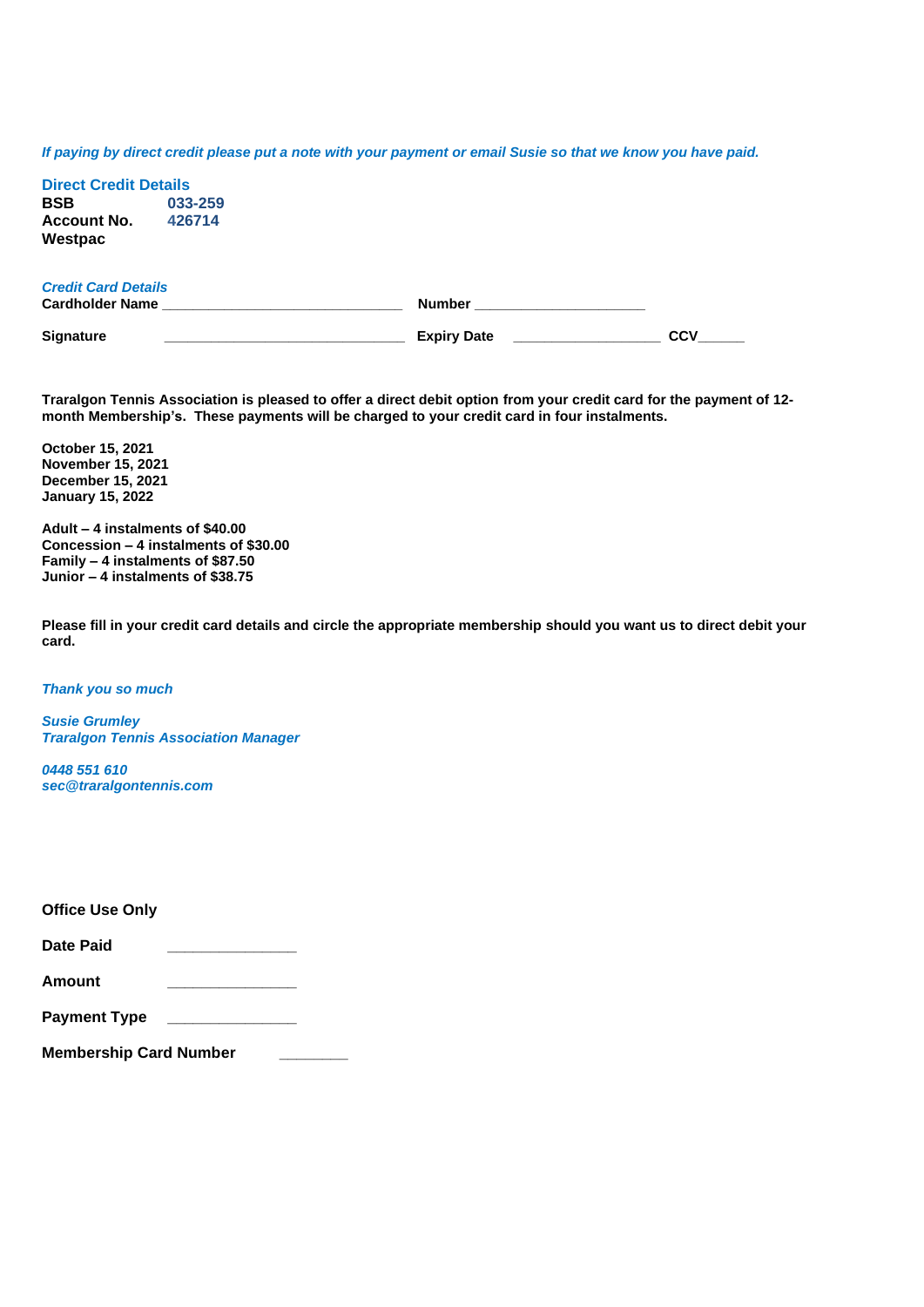*If paying by direct credit please put a note with your payment or email Susie so that we know you have paid.*

**Direct Credit Details**
**BSB** 033-259
**Account No.** 426714
**Westpac**

***Credit Card Details***

**Cardholder Name** ______________________________ **Number** _____________________

**Signature** ______________________________ **Expiry Date** __________________ **CCV**______

**Traralgon Tennis Association is pleased to offer a direct debit option from your credit card for the payment of 12-month Membership's. These payments will be charged to your credit card in four instalments.**

**October 15, 2021**
**November 15, 2021**
**December 15, 2021**
**January 15, 2022**

**Adult – 4 instalments of $40.00**
**Concession – 4 instalments of $30.00**
**Family – 4 instalments of $87.50**
**Junior – 4 instalments of $38.75**

**Please fill in your credit card details and circle the appropriate membership should you want us to direct debit your card.**

*Thank you so much*

*Susie Grumley*
*Traralgon Tennis Association Manager*

*0448 551 610*
*sec@traralgontennis.com*

**Office Use Only**

**Date Paid** ________________

**Amount** ________________

**Payment Type** ________________

**Membership Card Number** ________